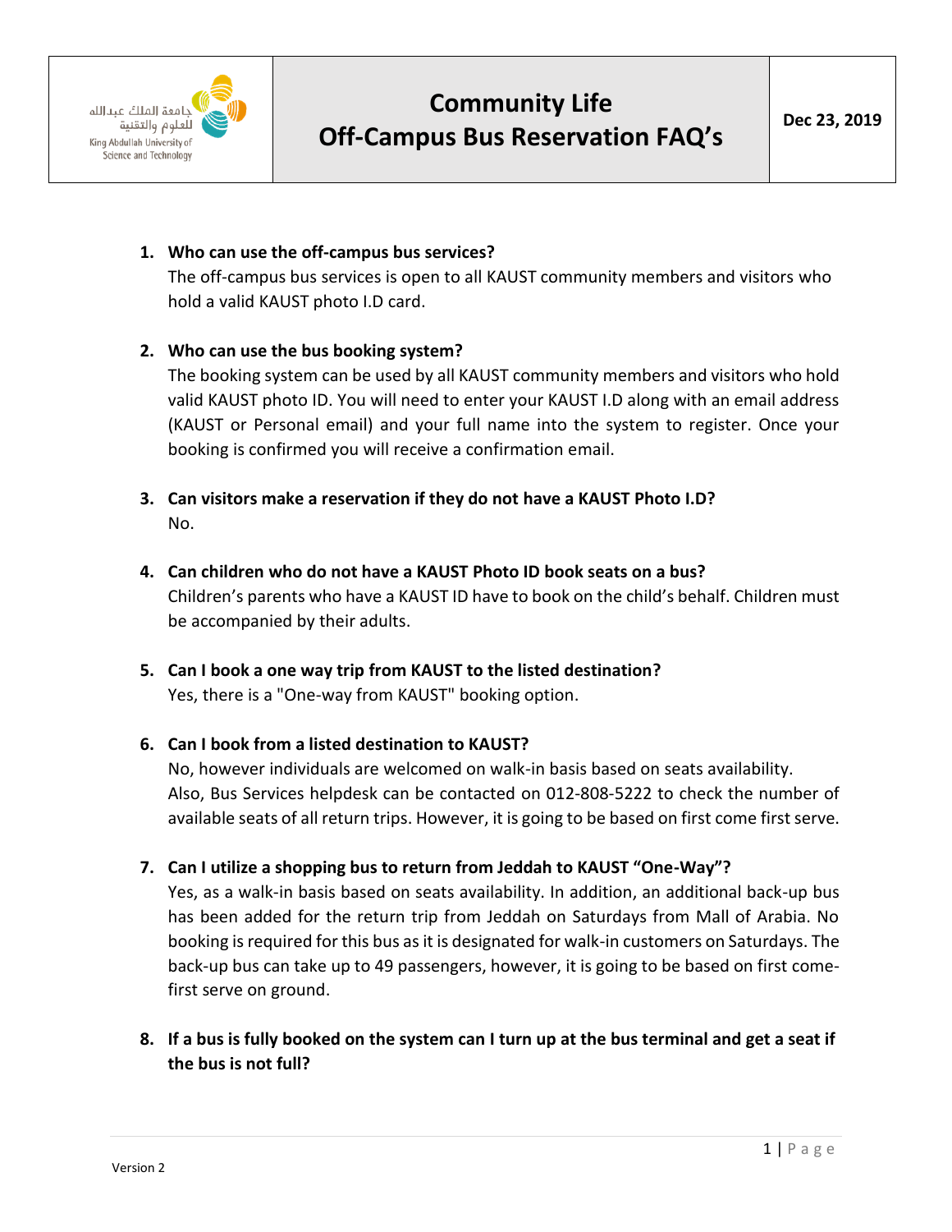| جامعة الملك عبدالله للعلوم والتقنية King Abdullah University of Science and Technology | **Community Life** **Off-Campus Bus Reservation FAQ's** | **Dec 23, 2019** |
|---|---|---|

1. **Who can use the off-campus bus services?**
   The off-campus bus services is open to all KAUST community members and visitors who hold a valid KAUST photo I.D card.

2. **Who can use the bus booking system?**
   The booking system can be used by all KAUST community members and visitors who hold valid KAUST photo ID. You will need to enter your KAUST I.D along with an email address (KAUST or Personal email) and your full name into the system to register. Once your booking is confirmed you will receive a confirmation email.

3. **Can visitors make a reservation if they do not have a KAUST Photo I.D?**
   No.

4. **Can children who do not have a KAUST Photo ID book seats on a bus?**
   Children's parents who have a KAUST ID have to book on the child's behalf. Children must be accompanied by their adults.

5. **Can I book a one way trip from KAUST to the listed destination?**
   Yes, there is a "One-way from KAUST" booking option.

6. **Can I book from a listed destination to KAUST?**
   No, however individuals are welcomed on walk-in basis based on seats availability.
   Also, Bus Services helpdesk can be contacted on 012-808-5222 to check the number of available seats of all return trips. However, it is going to be based on first come first serve.

7. **Can I utilize a shopping bus to return from Jeddah to KAUST "One-Way"?**
   Yes, as a walk-in basis based on seats availability. In addition, an additional back-up bus has been added for the return trip from Jeddah on Saturdays from Mall of Arabia. No booking is required for this bus as it is designated for walk-in customers on Saturdays. The back-up bus can take up to 49 passengers, however, it is going to be based on first come-first serve on ground.

8. **If a bus is fully booked on the system can I turn up at the bus terminal and get a seat if the bus is not full?**

Version 2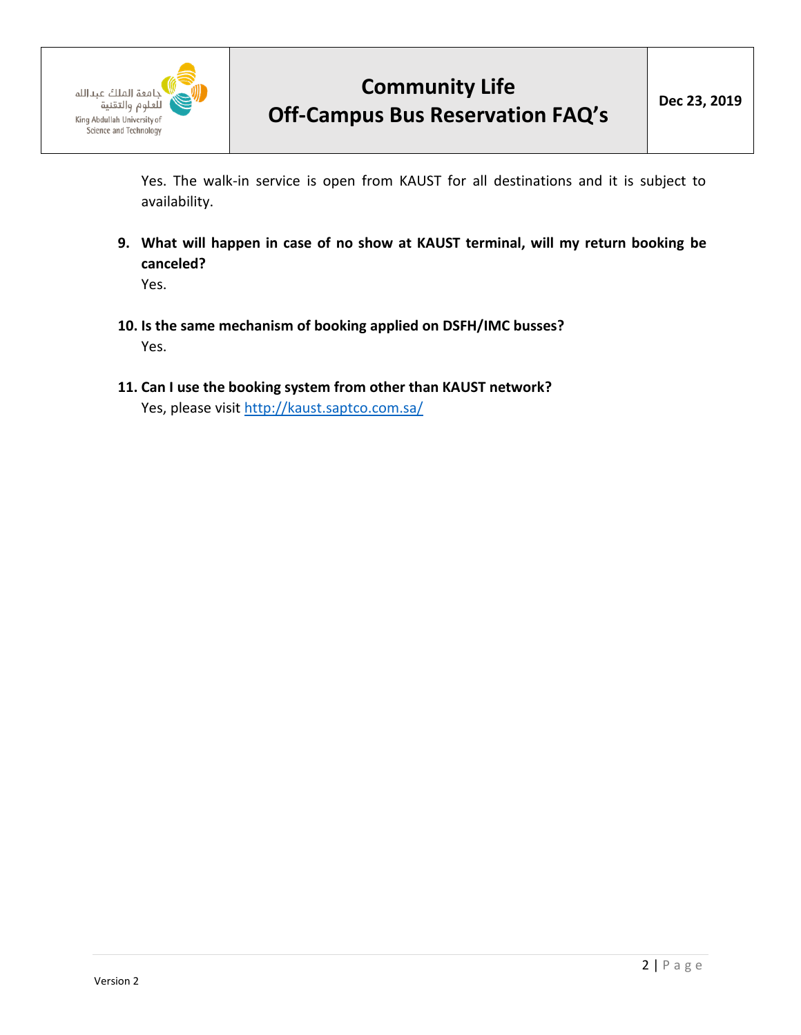Yes. The walk-in service is open from KAUST for all destinations and it is subject to availability.

9. **What will happen in case of no show at KAUST terminal, will my return booking be canceled?**
   Yes.

10. **Is the same mechanism of booking applied on DSFH/IMC busses?**
    Yes.

11. **Can I use the booking system from other than KAUST network?**
    Yes, please visit http://kaust.saptco.com.sa/